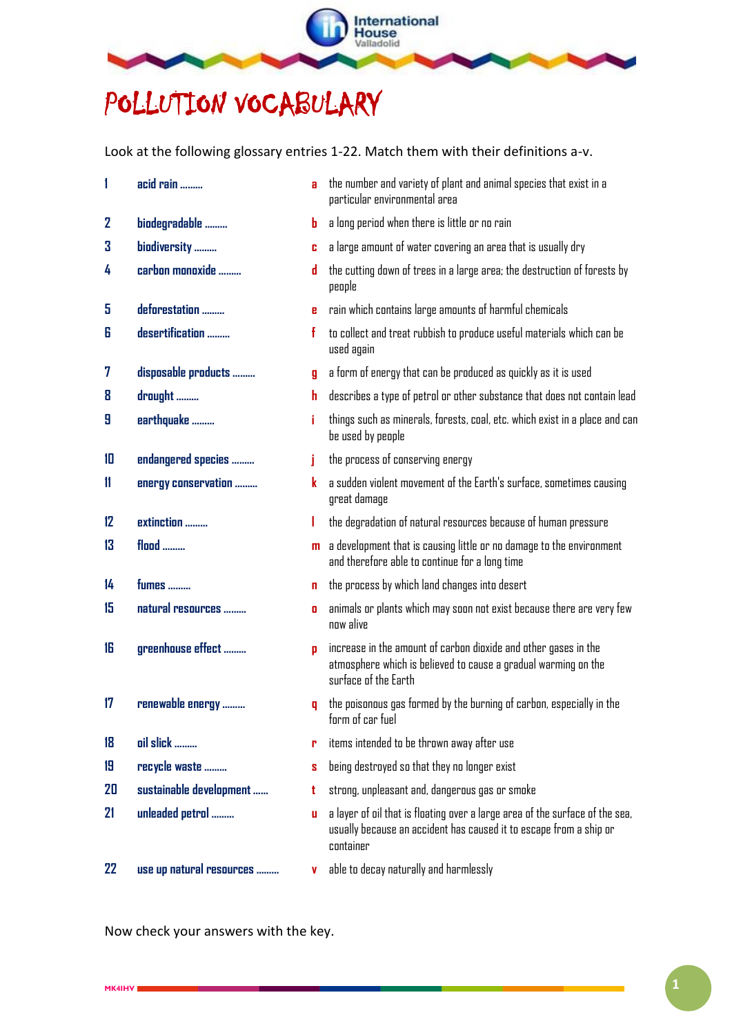# POLLUTION VOCABULARY

Look at the following glossary entries 1-22. Match them with their definitions a-v.

| | | | |
|---|---|---|---|
| 1 | **acid rain ………** | a | the number and variety of plant and animal species that exist in a particular environmental area |
| 2 | **biodegradable ………** | b | a long period when there is little or no rain |
| 3 | **biodiversity ………** | c | a large amount of water covering an area that is usually dry |
| 4 | **carbon monoxide ………** | d | the cutting down of trees in a large area; the destruction of forests by people |
| 5 | **deforestation ………** | e | rain which contains large amounts of harmful chemicals |
| 6 | **desertification ………** | f | to collect and treat rubbish to produce useful materials which can be used again |
| 7 | **disposable products ………** | g | a form of energy that can be produced as quickly as it is used |
| 8 | **drought ………** | h | describes a type of petrol or other substance that does not contain lead |
| 9 | **earthquake ………** | i | things such as minerals, forests, coal, etc. which exist in a place and can be used by people |
| 10 | **endangered species ………** | j | the process of conserving energy |
| 11 | **energy conservation ………** | k | a sudden violent movement of the Earth's surface, sometimes causing great damage |
| 12 | **extinction ………** | l | the degradation of natural resources because of human pressure |
| 13 | **flood ………** | m | a development that is causing little or no damage to the environment and therefore able to continue for a long time |
| 14 | **fumes ………** | n | the process by which land changes into desert |
| 15 | **natural resources ………** | o | animals or plants which may soon not exist because there are very few now alive |
| 16 | **greenhouse effect ………** | p | increase in the amount of carbon dioxide and other gases in the atmosphere which is believed to cause a gradual warming on the surface of the Earth |
| 17 | **renewable energy ………** | q | the poisonous gas formed by the burning of carbon, especially in the form of car fuel |
| 18 | **oil slick ………** | r | items intended to be thrown away after use |
| 19 | **recycle waste ………** | s | being destroyed so that they no longer exist |
| 20 | **sustainable development ……** | t | strong, unpleasant and, dangerous gas or smoke |
| 21 | **unleaded petrol ………** | u | a layer of oil that is floating over a large area of the surface of the sea, usually because an accident has caused it to escape from a ship or container |
| 22 | **use up natural resources ………** | v | able to decay naturally and harmlessly |

Now check your answers with the key.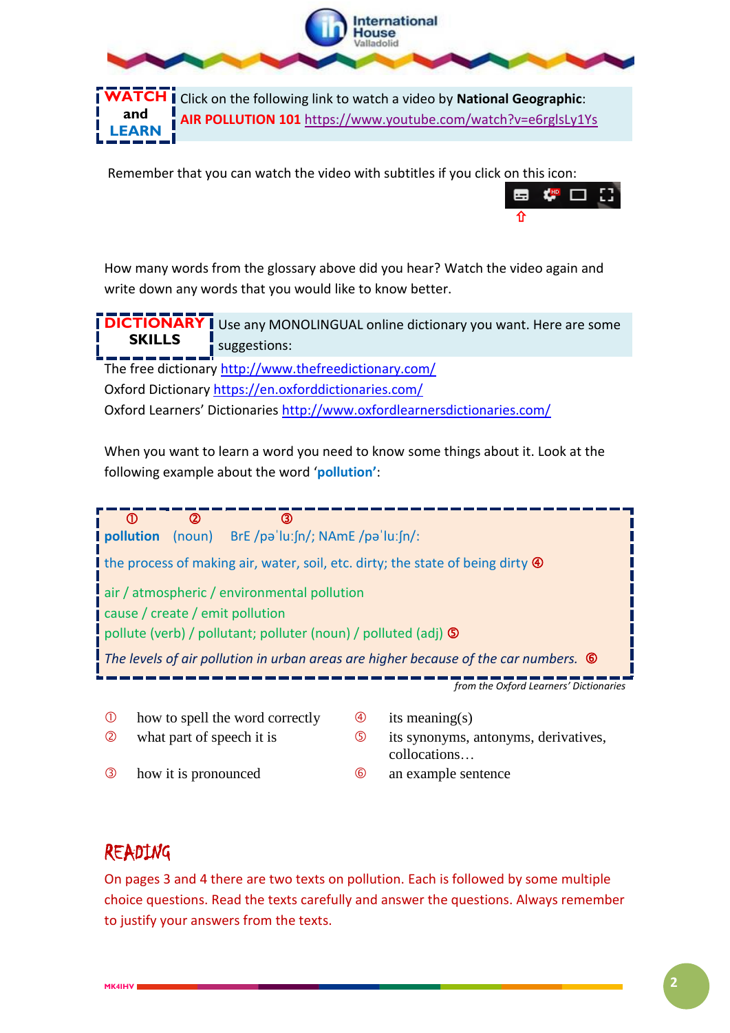**WATCH and LEARN**

Click on the following link to watch a video by **National Geographic**:
**AIR POLLUTION 101** https://www.youtube.com/watch?v=e6rglsLy1Ys

Remember that you can watch the video with subtitles if you click on this icon:

How many words from the glossary above did you hear? Watch the video again and write down any words that you would like to know better.

**DICTIONARY SKILLS**

Use any MONOLINGUAL online dictionary you want. Here are some suggestions:

The free dictionary http://www.thefreedictionary.com/
Oxford Dictionary https://en.oxforddictionaries.com/
Oxford Learners' Dictionaries http://www.oxfordlearnersdictionaries.com/

When you want to learn a word you need to know some things about it. Look at the following example about the word '**pollution**':

① **pollution** ② (noun) ③ BrE /pəˈluːʃn/; NAmE /pəˈluːʃn/:

the process of making air, water, soil, etc. dirty; the state of being dirty ④

air / atmospheric / environmental pollution
cause / create / emit pollution
pollute (verb) / pollutant; polluter (noun) / polluted (adj) ⑤

*The levels of air pollution in urban areas are higher because of the car numbers.* ⑥

*from the Oxford Learners' Dictionaries*

① how to spell the word correctly
② what part of speech it is
③ how it is pronounced
④ its meaning(s)
⑤ its synonyms, antonyms, derivatives, collocations…
⑥ an example sentence

## READING

On pages 3 and 4 there are two texts on pollution. Each is followed by some multiple choice questions. Read the texts carefully and answer the questions. Always remember to justify your answers from the texts.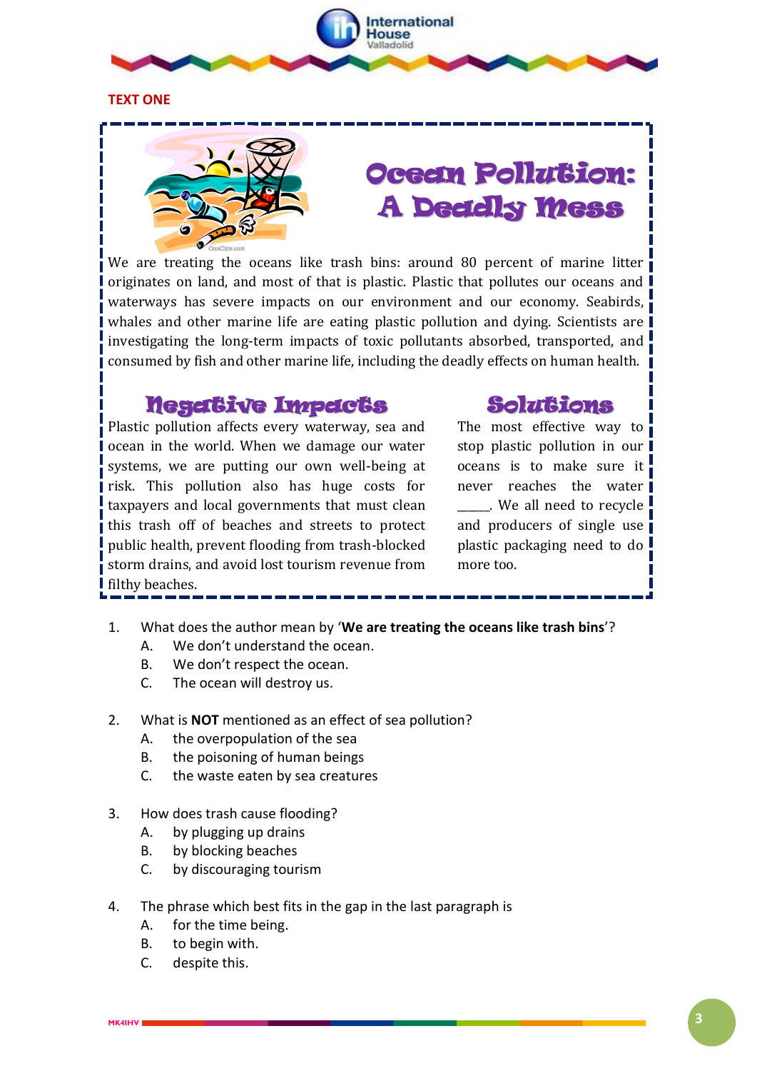**TEXT ONE**

# Ocean Pollution: A Deadly Mess

We are treating the oceans like trash bins: around 80 percent of marine litter originates on land, and most of that is plastic. Plastic that pollutes our oceans and waterways has severe impacts on our environment and our economy. Seabirds, whales and other marine life are eating plastic pollution and dying. Scientists are investigating the long-term impacts of toxic pollutants absorbed, transported, and consumed by fish and other marine life, including the deadly effects on human health.

## Negative Impacts

Plastic pollution affects every waterway, sea and ocean in the world. When we damage our water systems, we are putting our own well-being at risk. This pollution also has huge costs for taxpayers and local governments that must clean this trash off of beaches and streets to protect public health, prevent flooding from trash-blocked storm drains, and avoid lost tourism revenue from filthy beaches.

## Solutions

The most effective way to stop plastic pollution in our oceans is to make sure it never reaches the water _____. We all need to recycle and producers of single use plastic packaging need to do more too.

1. What does the author mean by '**We are treating the oceans like trash bins**'?
   - A. We don't understand the ocean.
   - B. We don't respect the ocean.
   - C. The ocean will destroy us.

2. What is **NOT** mentioned as an effect of sea pollution?
   - A. the overpopulation of the sea
   - B. the poisoning of human beings
   - C. the waste eaten by sea creatures

3. How does trash cause flooding?
   - A. by plugging up drains
   - B. by blocking beaches
   - C. by discouraging tourism

4. The phrase which best fits in the gap in the last paragraph is
   - A. for the time being.
   - B. to begin with.
   - C. despite this.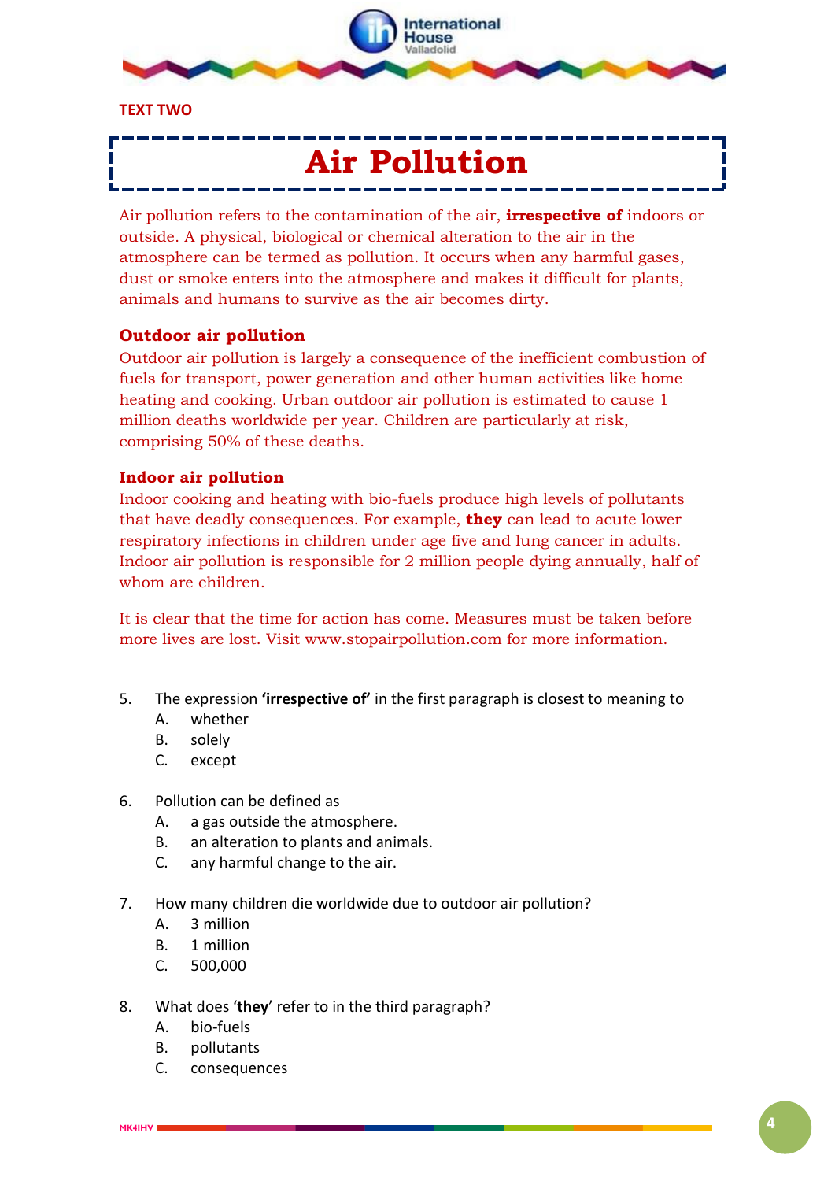**TEXT TWO**

# Air Pollution

Air pollution refers to the contamination of the air, **irrespective of** indoors or outside. A physical, biological or chemical alteration to the air in the atmosphere can be termed as pollution. It occurs when any harmful gases, dust or smoke enters into the atmosphere and makes it difficult for plants, animals and humans to survive as the air becomes dirty.

### Outdoor air pollution

Outdoor air pollution is largely a consequence of the inefficient combustion of fuels for transport, power generation and other human activities like home heating and cooking. Urban outdoor air pollution is estimated to cause 1 million deaths worldwide per year. Children are particularly at risk, comprising 50% of these deaths.

### Indoor air pollution

Indoor cooking and heating with bio-fuels produce high levels of pollutants that have deadly consequences. For example, **they** can lead to acute lower respiratory infections in children under age five and lung cancer in adults. Indoor air pollution is responsible for 2 million people dying annually, half of whom are children.

It is clear that the time for action has come. Measures must be taken before more lives are lost. Visit www.stopairpollution.com for more information.

5. The expression **'irrespective of'** in the first paragraph is closest to meaning to
   - A. whether
   - B. solely
   - C. except

6. Pollution can be defined as
   - A. a gas outside the atmosphere.
   - B. an alteration to plants and animals.
   - C. any harmful change to the air.

7. How many children die worldwide due to outdoor air pollution?
   - A. 3 million
   - B. 1 million
   - C. 500,000

8. What does '**they**' refer to in the third paragraph?
   - A. bio-fuels
   - B. pollutants
   - C. consequences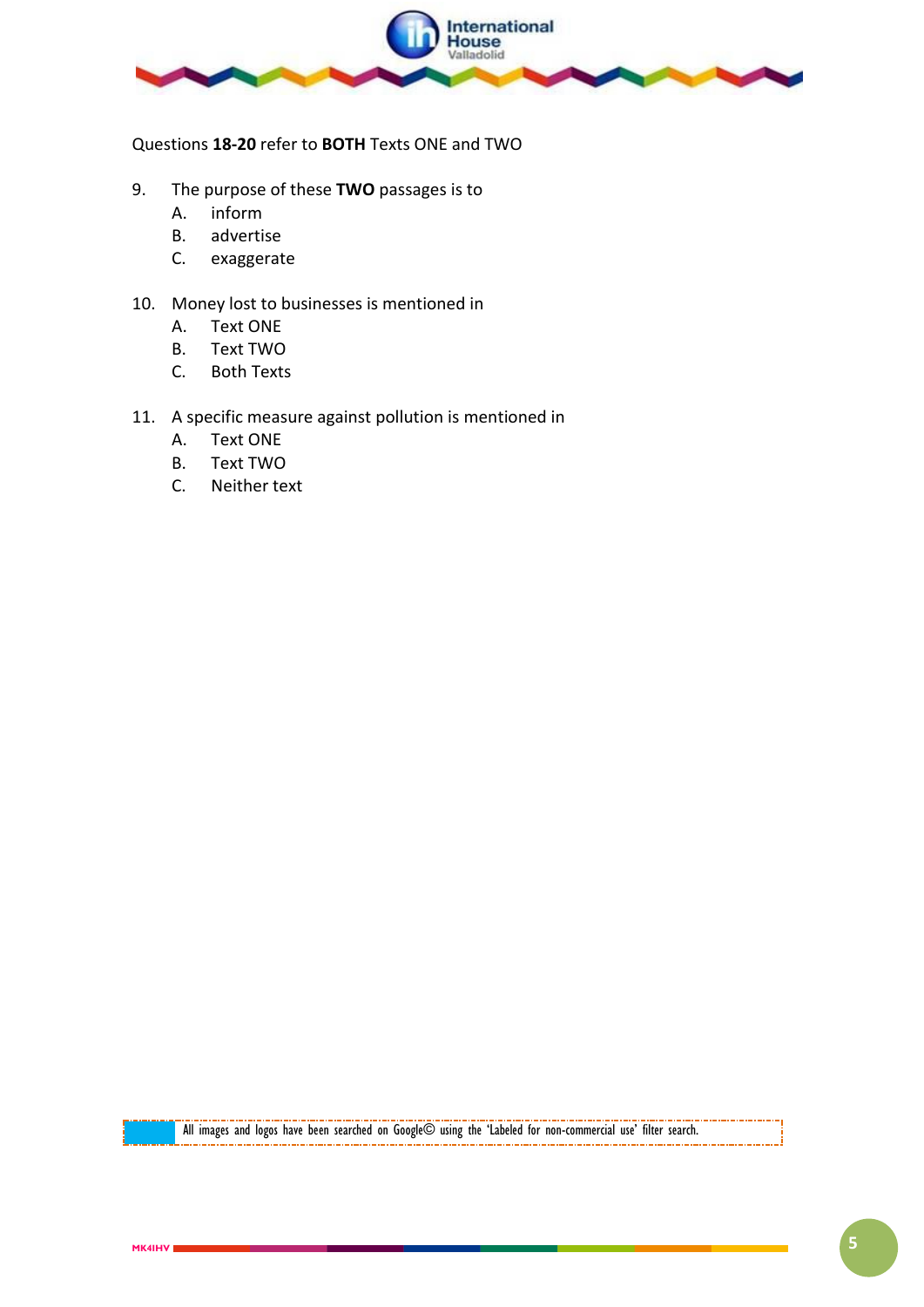Questions **18-20** refer to **BOTH** Texts ONE and TWO

9. The purpose of these **TWO** passages is to
   - A. inform
   - B. advertise
   - C. exaggerate

10. Money lost to businesses is mentioned in
    - A. Text ONE
    - B. Text TWO
    - C. Both Texts

11. A specific measure against pollution is mentioned in
    - A. Text ONE
    - B. Text TWO
    - C. Neither text

All images and logos have been searched on Google© using the 'Labeled for non-commercial use' filter search.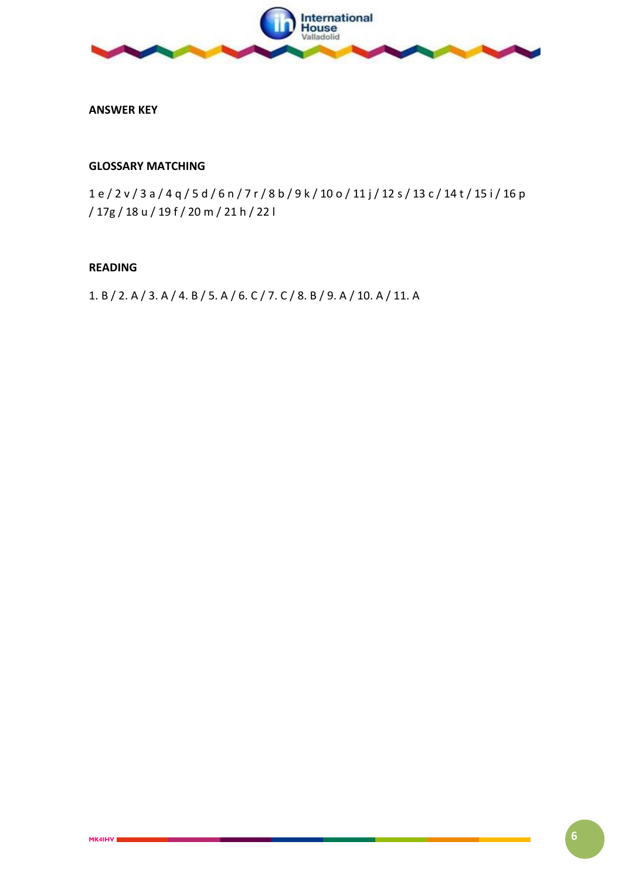**ANSWER KEY**

**GLOSSARY MATCHING**

1 e / 2 v / 3 a / 4 q / 5 d / 6 n / 7 r / 8 b / 9 k / 10 o / 11 j / 12 s / 13 c / 14 t / 15 i / 16 p / 17g / 18 u / 19 f / 20 m / 21 h / 22 l

**READING**

1. B / 2. A / 3. A / 4. B / 5. A / 6. C / 7. C / 8. B / 9. A / 10. A / 11. A